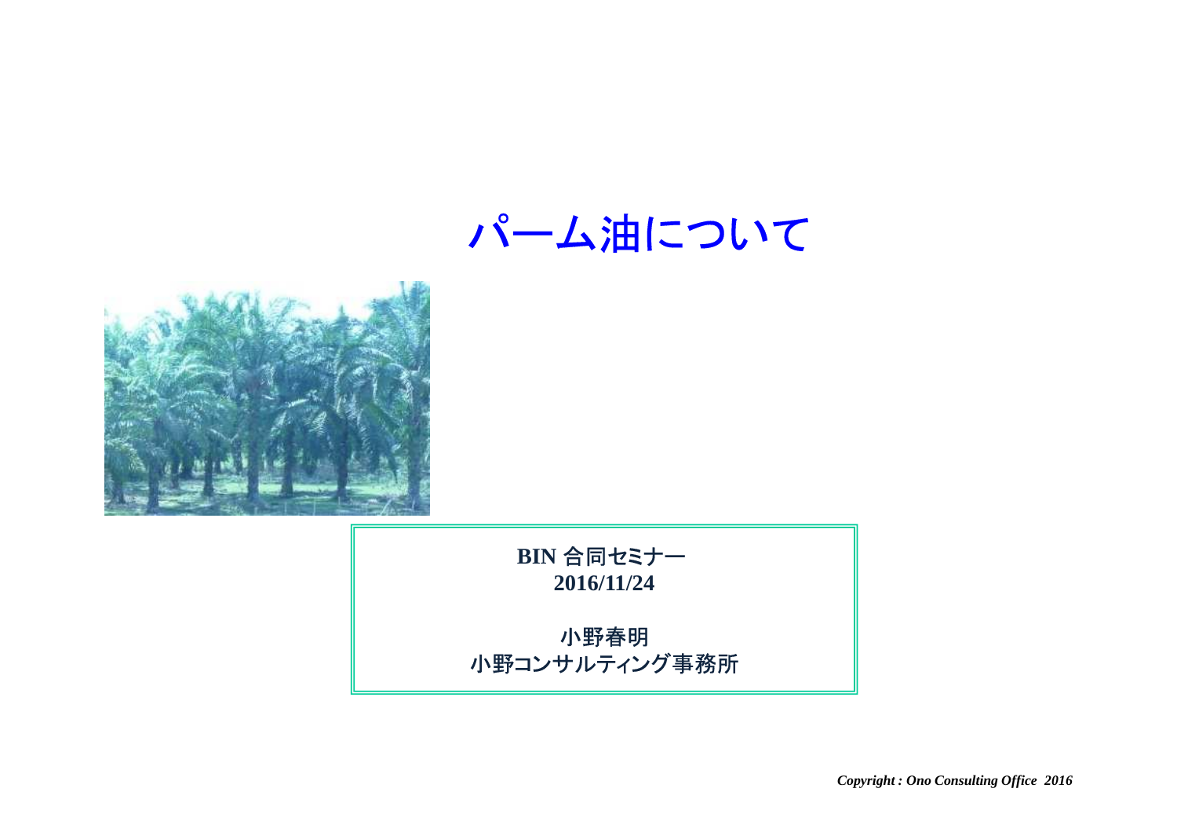# パーム油について

**BIN** 合同セミナー
**2016/11/24**

小野春明
小野コンサルティング事務所

***Copyright : Ono Consulting Office 2016***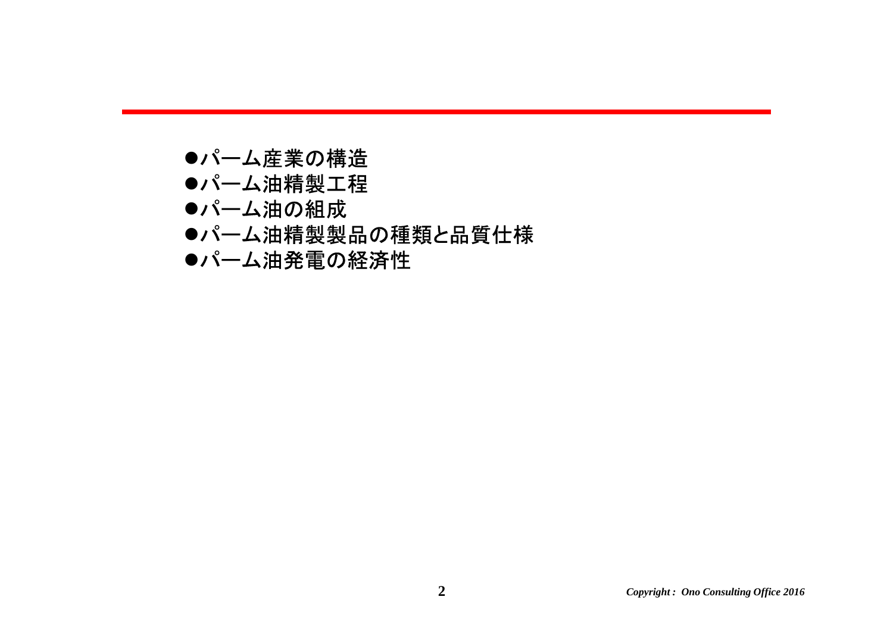- ●パーム産業の構造
- ●パーム油精製工程
- ●パーム油の組成
- ●パーム油精製製品の種類と品質仕様
- ●パーム油発電の経済性

*Copyright : Ono Consulting Office 2016*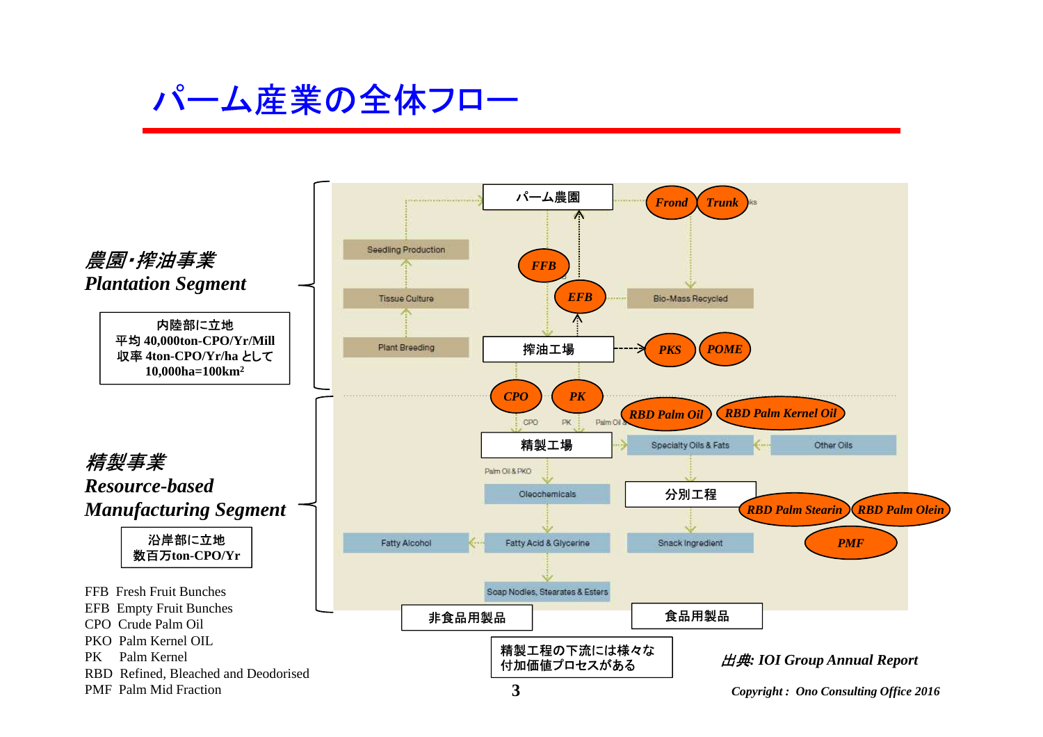# パーム産業の全体フロー

***農園・搾油事業***
***Plantation Segment***

内陸部に立地
平均 40,000ton-CPO/Yr/Mill
収率 4ton-CPO/Yr/ha として
10,000ha=100km²

パーム農園
Frond　Trunk
Seedling Production
Tissue Culture
Plant Breeding
FFB
EFB
Bio-Mass Recycled
搾油工場
PKS　POME

***精製事業***
***Resource-based***
***Manufacturing Segment***

沿岸部に立地
数百万ton-CPO/Yr

CPO　PK
RBD Palm Oil　RBD Palm Kernel Oil
精製工場
Specialty Oils & Fats
Other Oils
Palm Oil & PKO
Oleochemicals
分別工程
RBD Palm Stearin　RBD Palm Olein
Fatty Alcohol
Fatty Acid & Glycerine
Snack Ingredient
PMF
Soap Nodles, Stearates & Esters
非食品用製品
食品用製品

精製工程の下流には様々な付加価値プロセスがある

FFB　Fresh Fruit Bunches
EFB　Empty Fruit Bunches
CPO　Crude Palm Oil
PKO　Palm Kernel OIL
PK　Palm Kernel
RBD　Refined, Bleached and Deodorised
PMF　Palm Mid Fraction

*出典: IOI Group Annual Report*

*Copyright : Ono Consulting Office 2016*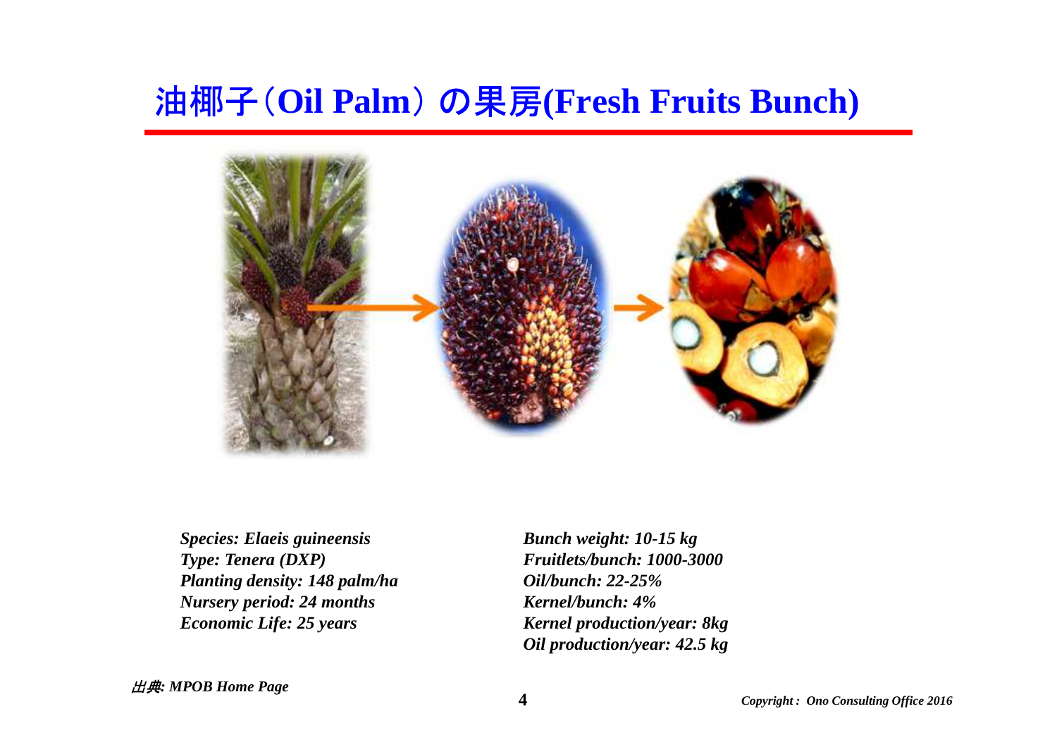# 油椰子（Oil Palm）の果房(Fresh Fruits Bunch)

*Species: Elaeis guineensis*
*Type: Tenera (DXP)*
*Planting density: 148 palm/ha*
*Nursery period: 24 months*
*Economic Life: 25 years*

*Bunch weight: 10-15 kg*
*Fruitlets/bunch: 1000-3000*
*Oil/bunch: 22-25%*
*Kernel/bunch: 4%*
*Kernel production/year: 8kg*
*Oil production/year: 42.5 kg*

*出典: MPOB Home Page*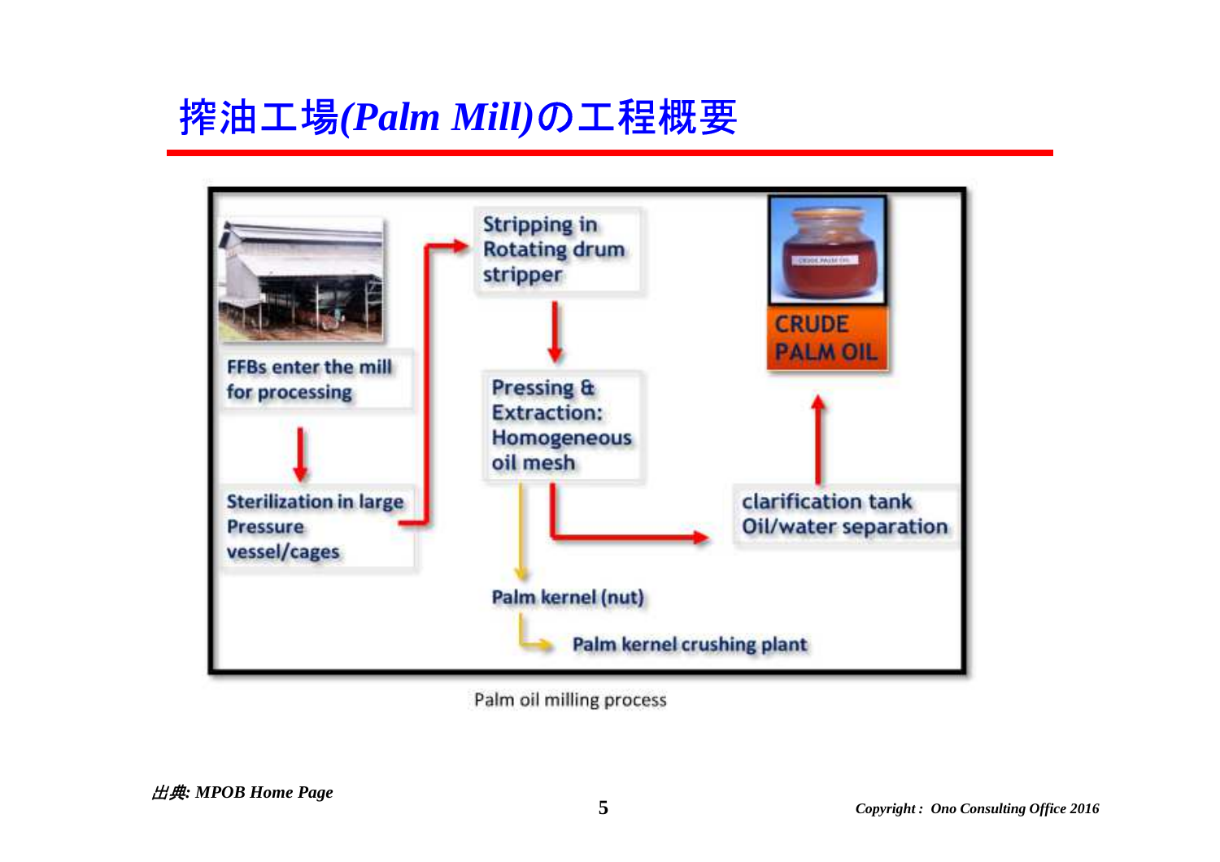# 搾油工場(*Palm Mill*)の工程概要

FFBs enter the mill for processing

Sterilization in large Pressure vessel/cages

Stripping in Rotating drum stripper

Pressing & Extraction: Homogeneous oil mesh

clarification tank Oil/water separation

CRUDE PALM OIL

Palm kernel (nut)

Palm kernel crushing plant

Palm oil milling process

*出典: MPOB Home Page*

*Copyright : Ono Consulting Office 2016*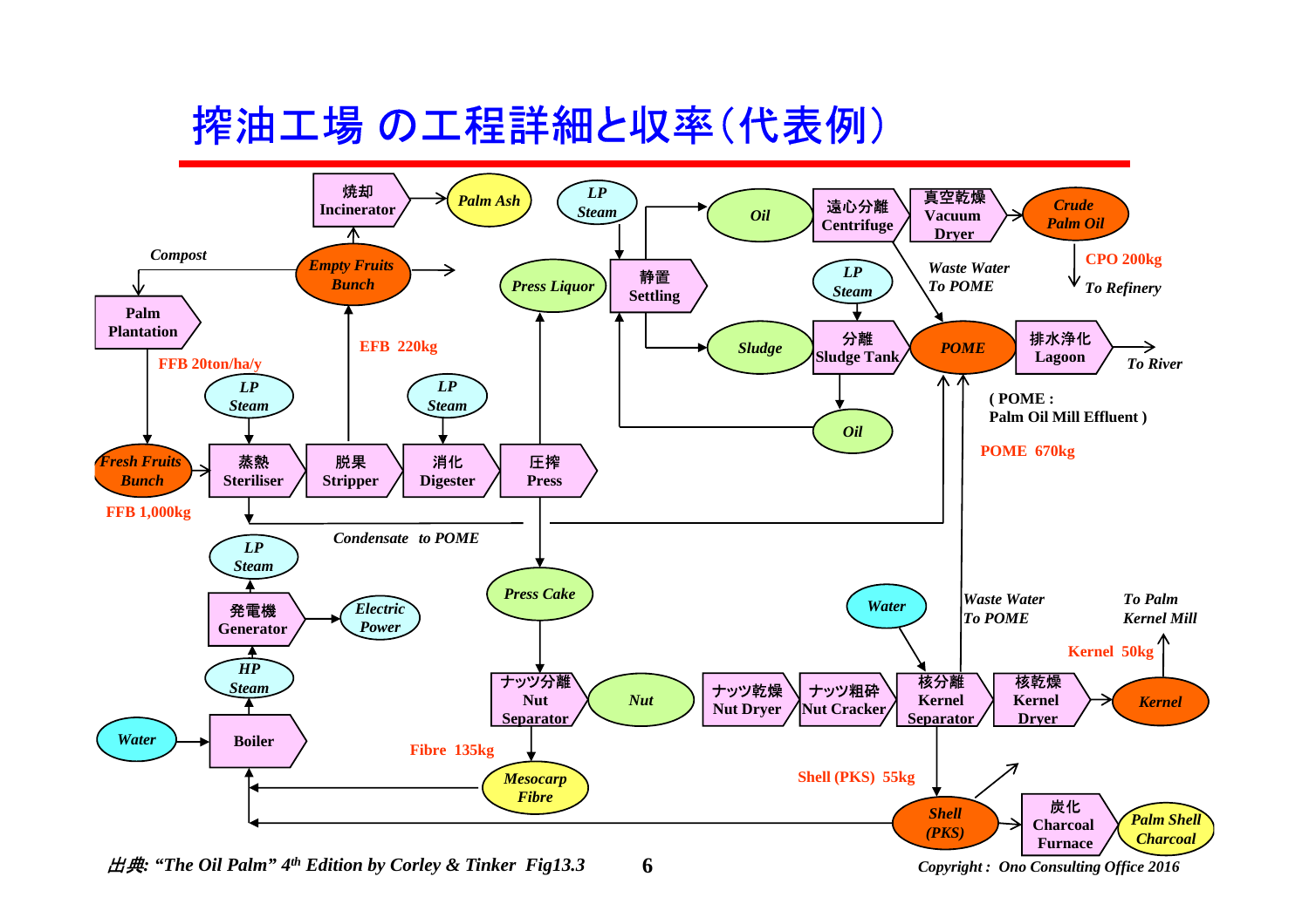# 搾油工場 の工程詳細と収率(代表例)

- Palm Plantation — FFB 20ton/ha/y
- Fresh Fruits Bunch — FFB 1,000kg
- 蒸熱 Steriliser (LP Steam)
- 脱果 Stripper
- 消化 Digester (LP Steam)
- 圧搾 Press
- Empty Fruits Bunch — EFB 220kg → 焼却 Incinerator → Palm Ash; Compost → Palm Plantation
- Condensate to POME
- Press Liquor → 静置 Settling (LP Steam) → Oil → 遠心分離 Centrifuge → 真空乾燥 Vacuum Dryer → Crude Palm Oil — CPO 200kg, To Refinery
- Settling → Sludge → 分離 Sludge Tank (LP Steam) → Oil (back to Settling); → POME
- Centrifuge: Waste Water To POME
- POME → 排水浄化 Lagoon → To River
- ( POME : Palm Oil Mill Effluent )
- POME 670kg
- Press Cake → ナッツ分離 Nut Separator → Nut → ナッツ乾燥 Nut Dryer → ナッツ粗砕 Nut Cracker → 核分離 Kernel Separator (Water) → 核乾燥 Kernel Dryer → Kernel — Kernel 50kg, To Palm Kernel Mill
- Kernel Separator: Waste Water To POME
- Nut Separator → Mesocarp Fibre — Fibre 135kg → Boiler
- Kernel Separator → Shell (PKS) — Shell (PKS) 55kg → Boiler; → 炭化 Charcoal Furnace → Palm Shell Charcoal
- Water → Boiler → HP Steam → 発電機 Generator → Electric Power; → LP Steam

*出典: "The Oil Palm" 4th Edition by Corley & Tinker Fig13.3*

*Copyright : Ono Consulting Office 2016*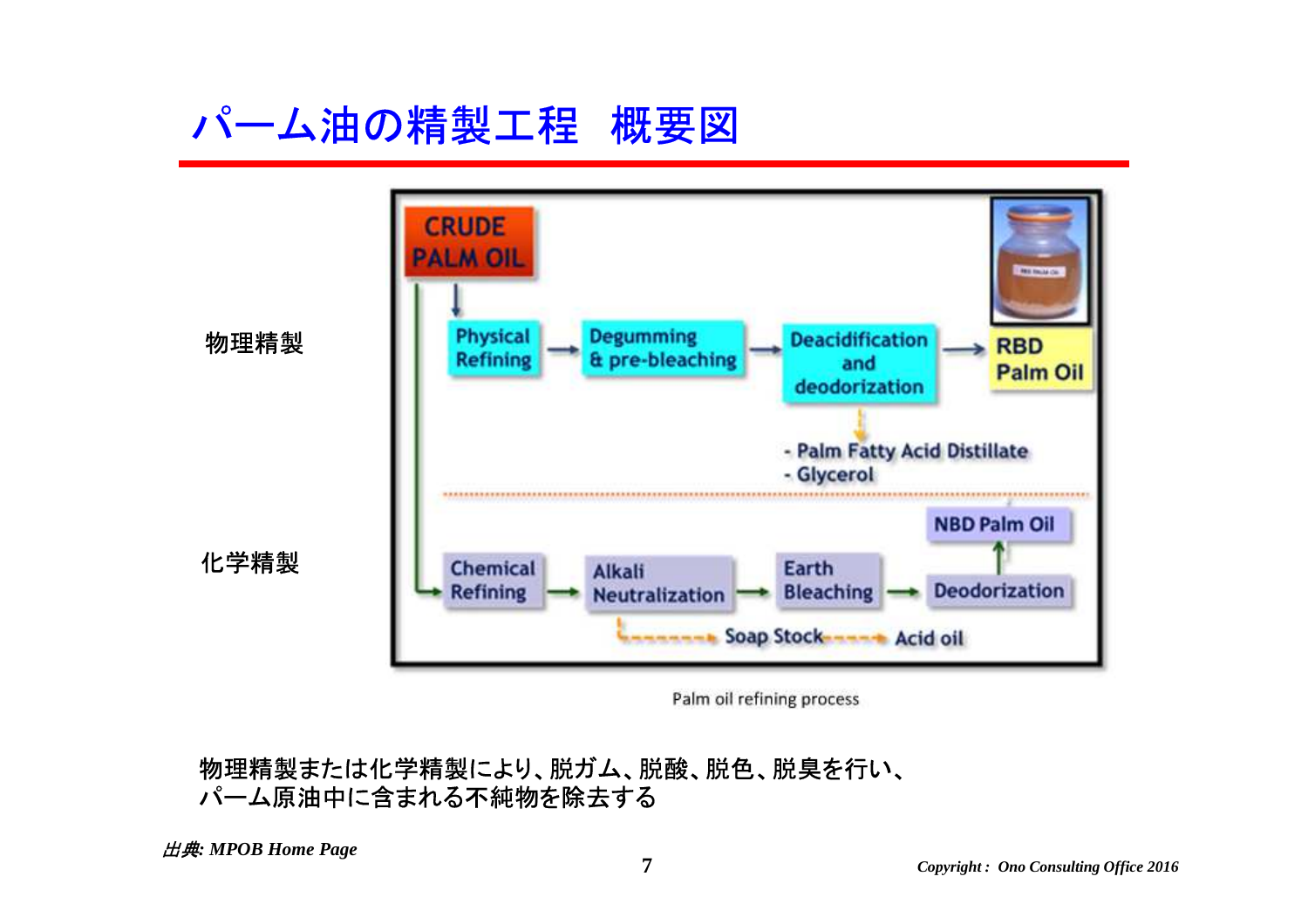# パーム油の精製工程　概要図

物理精製

CRUDE PALM OIL → Physical Refining → Degumming & pre-bleaching → Deacidification and deodorization → RBD Palm Oil

- Palm Fatty Acid Distillate
- Glycerol

化学精製

Chemical Refining → Alkali Neutralization → Earth Bleaching → Deodorization → NBD Palm Oil

Soap Stock → Acid oil

Palm oil refining process

物理精製または化学精製により、脱ガム、脱酸、脱色、脱臭を行い、
パーム原油中に含まれる不純物を除去する

*出典: MPOB Home Page*

*Copyright : Ono Consulting Office 2016*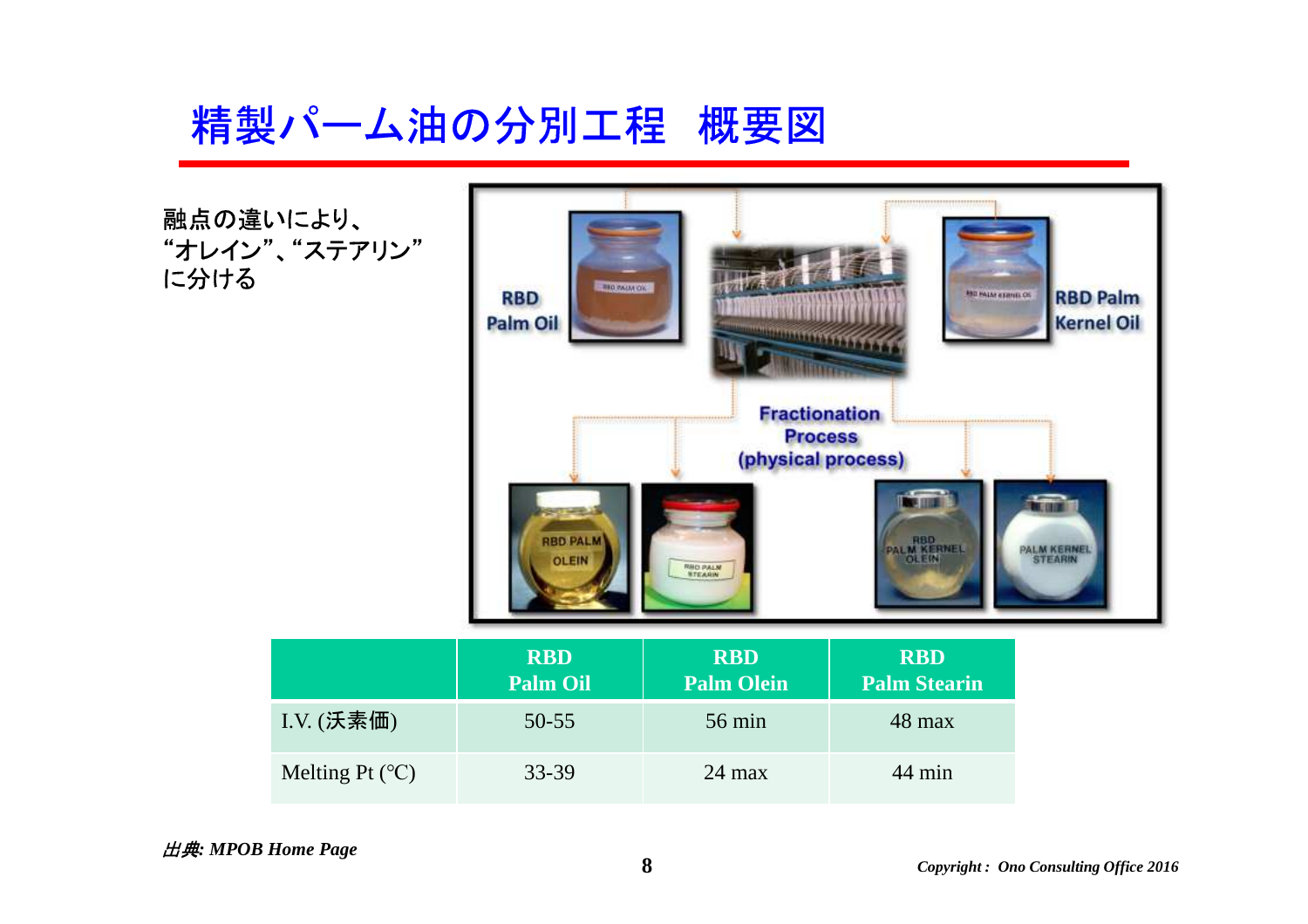# 精製パーム油の分別工程　概要図

融点の違いにより、
“オレイン”、“ステアリン”
に分ける

| | RBD Palm Oil | RBD Palm Olein | RBD Palm Stearin |
|---|---|---|---|
| I.V. (沃素価) | 50-55 | 56 min | 48 max |
| Melting Pt (℃) | 33-39 | 24 max | 44 min |

*出典: MPOB Home Page*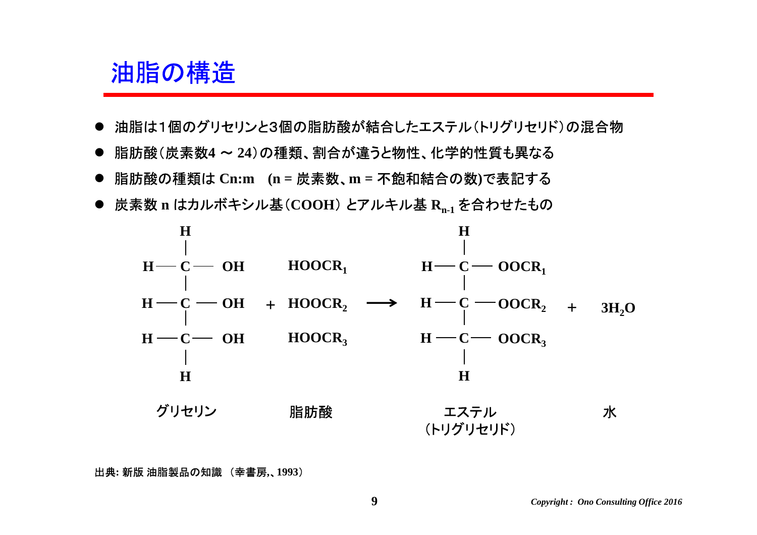# 油脂の構造

- 油脂は1個のグリセリンと3個の脂肪酸が結合したエステル（トリグリセリド）の混合物
- 脂肪酸（炭素数4 〜 24）の種類、割合が違うと物性、化学的性質も異なる
- 脂肪酸の種類は Cn:m　(n = 炭素数、m = 不飽和結合の数)で表記する
- 炭素数 n はカルボキシル基（COOH）とアルキル基 $R_{n-1}$ を合わせたもの

$$
\begin{array}{c}
H \\
| \\
H-C-OH \\
| \\
H-C-OH \\
| \\
H-C-OH \\
| \\
H
\end{array}
\quad + \quad
\begin{array}{c}
HOOCR_1 \\
HOOCR_2 \\
HOOCR_3
\end{array}
\quad \longrightarrow \quad
\begin{array}{c}
H \\
| \\
H-C-OOCR_1 \\
| \\
H-C-OOCR_2 \\
| \\
H-C-OOCR_3 \\
| \\
H
\end{array}
\quad + \quad 3H_2O
$$

グリセリン　　脂肪酸　　エステル（トリグリセリド）　　水

出典: 新版 油脂製品の知識 （幸書房,、1993）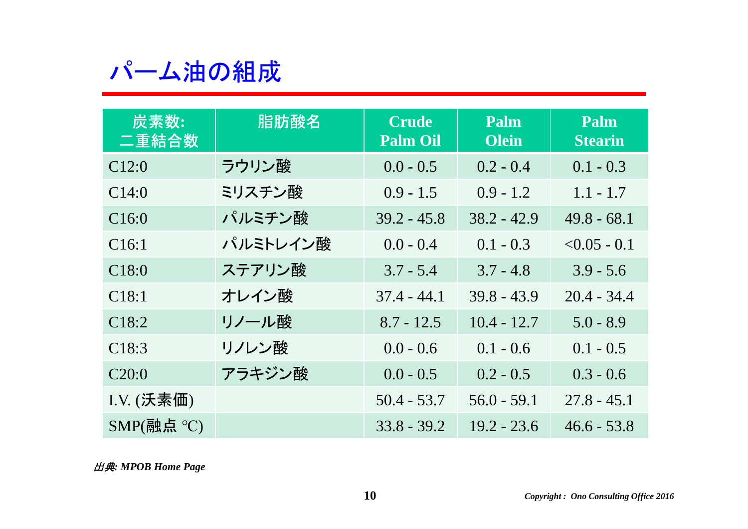# パーム油の組成

| 炭素数:<br>二重結合数 | 脂肪酸名 | Crude Palm Oil | Palm Olein | Palm Stearin |
|---|---|---|---|---|
| C12:0 | ラウリン酸 | 0.0 - 0.5 | 0.2 - 0.4 | 0.1 - 0.3 |
| C14:0 | ミリスチン酸 | 0.9 - 1.5 | 0.9 - 1.2 | 1.1 - 1.7 |
| C16:0 | パルミチン酸 | 39.2 - 45.8 | 38.2 - 42.9 | 49.8 - 68.1 |
| C16:1 | パルミトレイン酸 | 0.0 - 0.4 | 0.1 - 0.3 | <0.05 - 0.1 |
| C18:0 | ステアリン酸 | 3.7 - 5.4 | 3.7 - 4.8 | 3.9 - 5.6 |
| C18:1 | オレイン酸 | 37.4 - 44.1 | 39.8 - 43.9 | 20.4 - 34.4 |
| C18:2 | リノール酸 | 8.7 - 12.5 | 10.4 - 12.7 | 5.0 - 8.9 |
| C18:3 | リノレン酸 | 0.0 - 0.6 | 0.1 - 0.6 | 0.1 - 0.5 |
| C20:0 | アラキジン酸 | 0.0 - 0.5 | 0.2 - 0.5 | 0.3 - 0.6 |
| I.V. (沃素価) | | 50.4 - 53.7 | 56.0 - 59.1 | 27.8 - 45.1 |
| SMP(融点 ℃) | | 33.8 - 39.2 | 19.2 - 23.6 | 46.6 - 53.8 |

***出典: MPOB Home Page***

*Copyright : Ono Consulting Office 2016*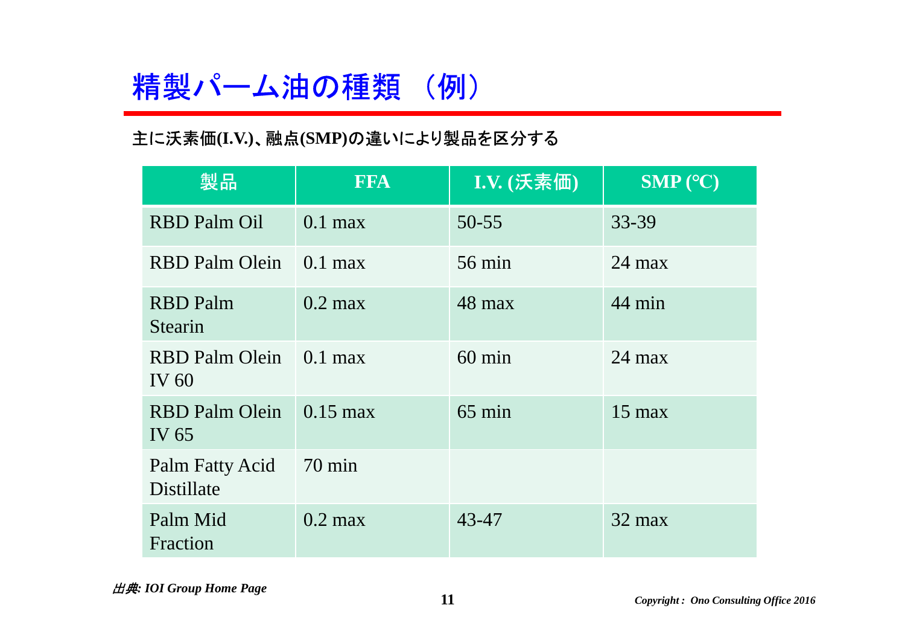# 精製パーム油の種類 （例）

**主に沃素価(I.V.)、融点(SMP)の違いにより製品を区分する**

| 製品 | FFA | I.V. (沃素価) | SMP (℃) |
|---|---|---|---|
| RBD Palm Oil | 0.1 max | 50-55 | 33-39 |
| RBD Palm Olein | 0.1 max | 56 min | 24 max |
| RBD Palm Stearin | 0.2 max | 48 max | 44 min |
| RBD Palm Olein IV 60 | 0.1 max | 60 min | 24 max |
| RBD Palm Olein IV 65 | 0.15 max | 65 min | 15 max |
| Palm Fatty Acid Distillate | 70 min | | |
| Palm Mid Fraction | 0.2 max | 43-47 | 32 max |

*出典: IOI Group Home Page*

*Copyright : Ono Consulting Office 2016*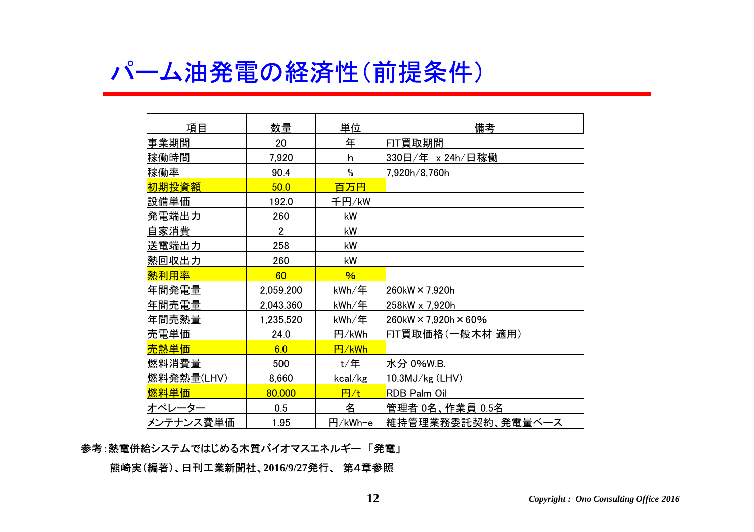# パーム油発電の経済性(前提条件)

| 項目 | 数量 | 単位 | 備考 |
|---|---|---|---|
| 事業期間 | 20 | 年 | FIT買取期間 |
| 稼働時間 | 7,920 | h | 330日/年 x 24h/日稼働 |
| 稼働率 | 90.4 | % | 7,920h/8,760h |
| 初期投資額 | 50.0 | 百万円 | |
| 設備単価 | 192.0 | 千円/kW | |
| 発電端出力 | 260 | kW | |
| 自家消費 | 2 | kW | |
| 送電端出力 | 258 | kW | |
| 熱回収出力 | 260 | kW | |
| 熱利用率 | 60 | % | |
| 年間発電量 | 2,059,200 | kWh/年 | 260kW×7,920h |
| 年間売電量 | 2,043,360 | kWh/年 | 258kW x 7,920h |
| 年間売熱量 | 1,235,520 | kWh/年 | 260kW×7,920h×60% |
| 売電単価 | 24.0 | 円/kWh | FIT買取価格(一般木材 適用) |
| 売熱単価 | 6.0 | 円/kWh | |
| 燃料消費量 | 500 | t/年 | 水分 0%W.B. |
| 燃料発熱量(LHV) | 8,660 | kcal/kg | 10.3MJ/kg (LHV) |
| 燃料単価 | 80,000 | 円/t | RDB Palm Oil |
| オペレーター | 0.5 | 名 | 管理者 0名、作業員 0.5名 |
| メンテナンス費単価 | 1.95 | 円/kWh-e | 維持管理業務委託契約、発電量ベース |

**参考:熱電併給システムではじめる木質バイオマスエネルギー 「発電」**

**熊崎実(編著)、日刊工業新聞社、2016/9/27発行、 第4章参照**

*Copyright : Ono Consulting Office 2016*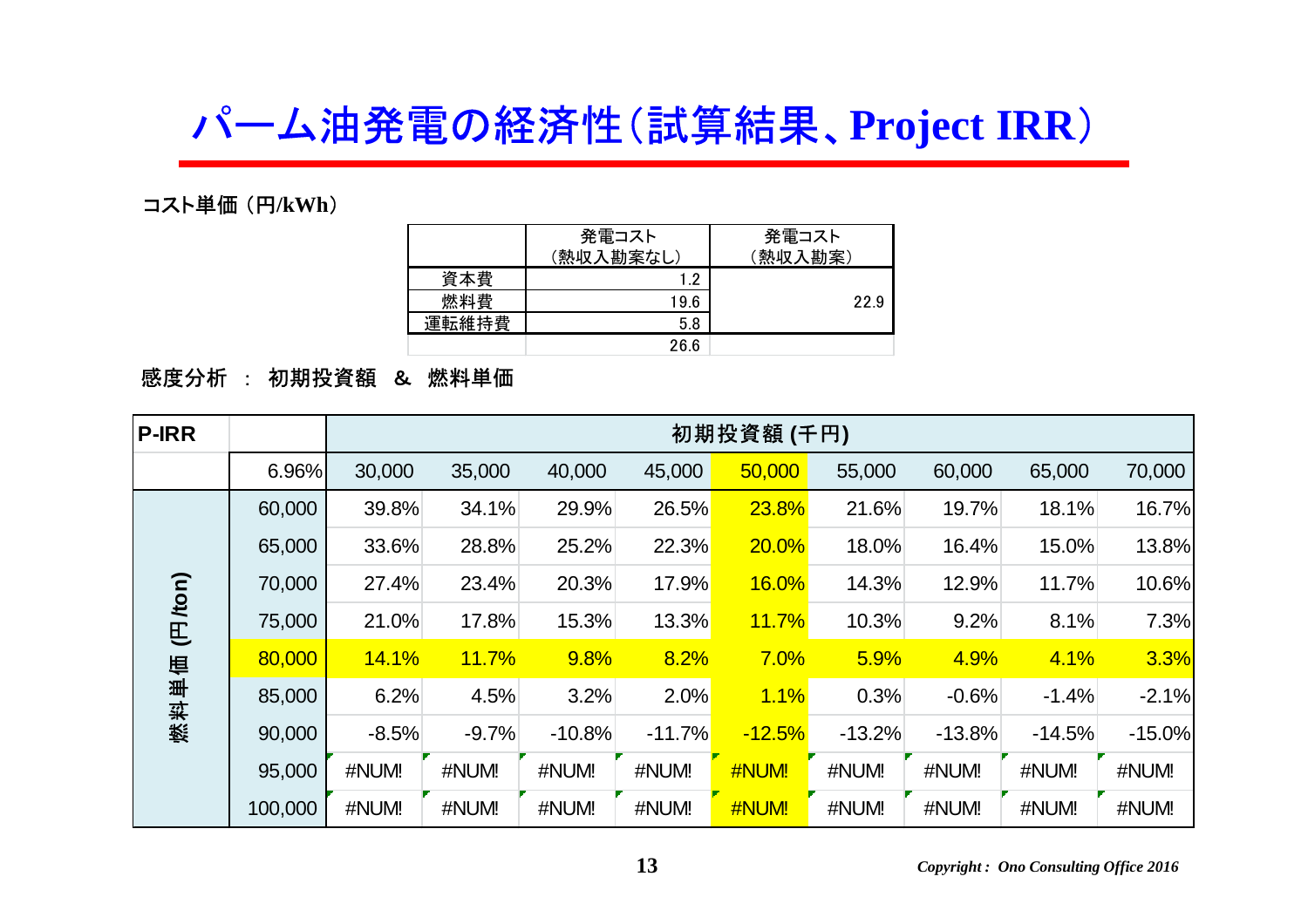# パーム油発電の経済性（試算結果、Project IRR）

**コスト単価（円/kWh）**

| | 発電コスト（熱収入勘案なし） | 発電コスト（熱収入勘案） |
|---|---|---|
| 資本費 | 1.2 | 22.9 |
| 燃料費 | 19.6 | |
| 運転維持費 | 5.8 | |
| | 26.6 | |

**感度分析 ： 初期投資額 ＆ 燃料単価**

| P-IRR | | 初期投資額 (千円) | | | | | | | | |
|---|---|---|---|---|---|---|---|---|---|---|
| | 6.96% | 30,000 | 35,000 | 40,000 | 45,000 | 50,000 | 55,000 | 60,000 | 65,000 | 70,000 |
| 燃料単価 (円/ton) | 60,000 | 39.8% | 34.1% | 29.9% | 26.5% | 23.8% | 21.6% | 19.7% | 18.1% | 16.7% |
| | 65,000 | 33.6% | 28.8% | 25.2% | 22.3% | 20.0% | 18.0% | 16.4% | 15.0% | 13.8% |
| | 70,000 | 27.4% | 23.4% | 20.3% | 17.9% | 16.0% | 14.3% | 12.9% | 11.7% | 10.6% |
| | 75,000 | 21.0% | 17.8% | 15.3% | 13.3% | 11.7% | 10.3% | 9.2% | 8.1% | 7.3% |
| | 80,000 | 14.1% | 11.7% | 9.8% | 8.2% | 7.0% | 5.9% | 4.9% | 4.1% | 3.3% |
| | 85,000 | 6.2% | 4.5% | 3.2% | 2.0% | 1.1% | 0.3% | -0.6% | -1.4% | -2.1% |
| | 90,000 | -8.5% | -9.7% | -10.8% | -11.7% | -12.5% | -13.2% | -13.8% | -14.5% | -15.0% |
| | 95,000 | #NUM! | #NUM! | #NUM! | #NUM! | #NUM! | #NUM! | #NUM! | #NUM! | #NUM! |
| | 100,000 | #NUM! | #NUM! | #NUM! | #NUM! | #NUM! | #NUM! | #NUM! | #NUM! | #NUM! |

*Copyright : Ono Consulting Office 2016*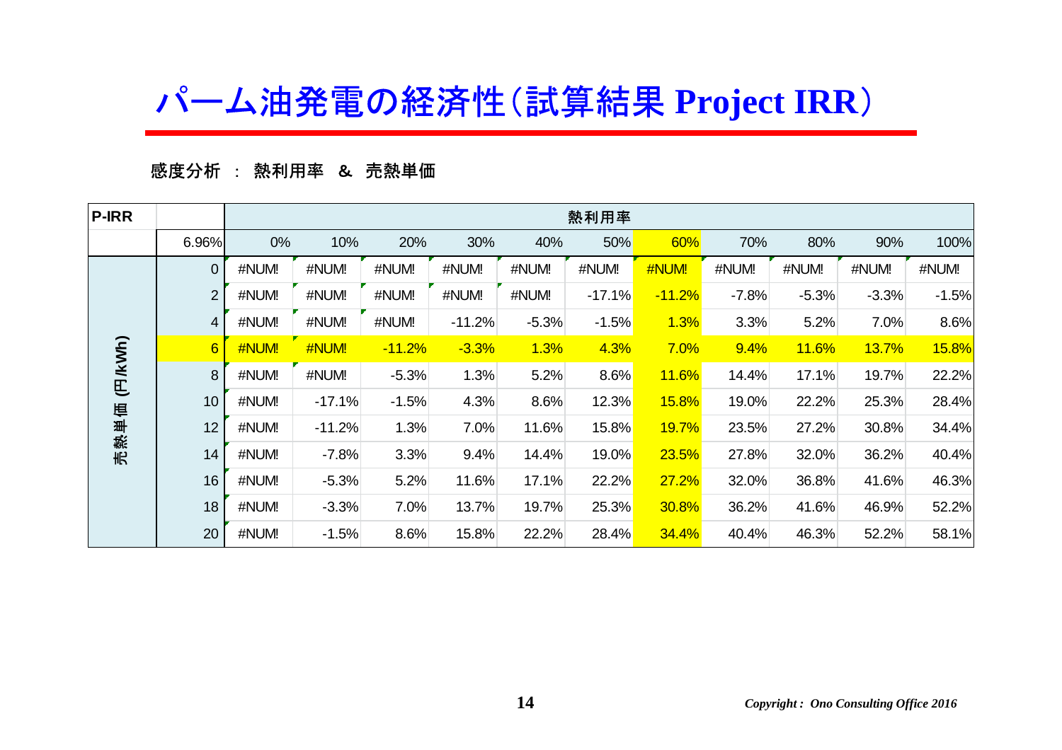# パーム油発電の経済性（試算結果 Project IRR）

感度分析 ： 熱利用率 ＆ 売熱単価

| P-IRR | | 熱利用率 | | | | | | | | | | |
|---|---|---|---|---|---|---|---|---|---|---|---|---|
| | 6.96% | 0% | 10% | 20% | 30% | 40% | 50% | 60% | 70% | 80% | 90% | 100% |
| 売熱単価 (円/kWh) | 0 | #NUM! | #NUM! | #NUM! | #NUM! | #NUM! | #NUM! | #NUM! | #NUM! | #NUM! | #NUM! | #NUM! |
| | 2 | #NUM! | #NUM! | #NUM! | #NUM! | #NUM! | -17.1% | -11.2% | -7.8% | -5.3% | -3.3% | -1.5% |
| | 4 | #NUM! | #NUM! | #NUM! | -11.2% | -5.3% | -1.5% | 1.3% | 3.3% | 5.2% | 7.0% | 8.6% |
| | 6 | #NUM! | #NUM! | -11.2% | -3.3% | 1.3% | 4.3% | 7.0% | 9.4% | 11.6% | 13.7% | 15.8% |
| | 8 | #NUM! | #NUM! | -5.3% | 1.3% | 5.2% | 8.6% | 11.6% | 14.4% | 17.1% | 19.7% | 22.2% |
| | 10 | #NUM! | -17.1% | -1.5% | 4.3% | 8.6% | 12.3% | 15.8% | 19.0% | 22.2% | 25.3% | 28.4% |
| | 12 | #NUM! | -11.2% | 1.3% | 7.0% | 11.6% | 15.8% | 19.7% | 23.5% | 27.2% | 30.8% | 34.4% |
| | 14 | #NUM! | -7.8% | 3.3% | 9.4% | 14.4% | 19.0% | 23.5% | 27.8% | 32.0% | 36.2% | 40.4% |
| | 16 | #NUM! | -5.3% | 5.2% | 11.6% | 17.1% | 22.2% | 27.2% | 32.0% | 36.8% | 41.6% | 46.3% |
| | 18 | #NUM! | -3.3% | 7.0% | 13.7% | 19.7% | 25.3% | 30.8% | 36.2% | 41.6% | 46.9% | 52.2% |
| | 20 | #NUM! | -1.5% | 8.6% | 15.8% | 22.2% | 28.4% | 34.4% | 40.4% | 46.3% | 52.2% | 58.1% |

*Copyright : Ono Consulting Office 2016*